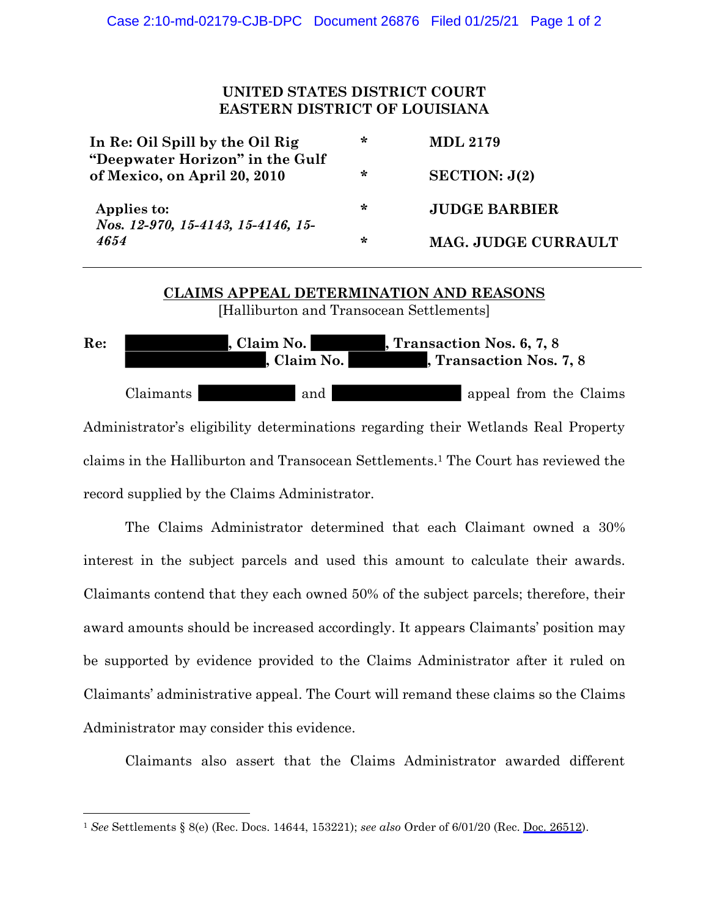**UNITED STATES DISTRICT COURT**
**EASTERN DISTRICT OF LOUISIANA**

| | | |
|---|---|---|
| **In Re: Oil Spill by the Oil Rig "Deepwater Horizon" in the Gulf of Mexico, on April 20, 2010** | * | **MDL 2179** |
| | * | **SECTION: J(2)** |
| **Applies to:** *Nos. 12-970, 15-4143, 15-4146, 15-4654* | * | **JUDGE BARBIER** |
| | * | **MAG. JUDGE CURRAULT** |

## CLAIMS APPEAL DETERMINATION AND REASONS

[Halliburton and Transocean Settlements]

**Re: [REDACTED], Claim No. [REDACTED], Transaction Nos. 6, 7, 8**
**[REDACTED], Claim No. [REDACTED], Transaction Nos. 7, 8**

Claimants [REDACTED] and [REDACTED] appeal from the Claims Administrator's eligibility determinations regarding their Wetlands Real Property claims in the Halliburton and Transocean Settlements.[1] The Court has reviewed the record supplied by the Claims Administrator.

The Claims Administrator determined that each Claimant owned a 30% interest in the subject parcels and used this amount to calculate their awards. Claimants contend that they each owned 50% of the subject parcels; therefore, their award amounts should be increased accordingly. It appears Claimants' position may be supported by evidence provided to the Claims Administrator after it ruled on Claimants' administrative appeal. The Court will remand these claims so the Claims Administrator may consider this evidence.

Claimants also assert that the Claims Administrator awarded different

[1] *See* Settlements § 8(e) (Rec. Docs. 14644, 153221); *see also* Order of 6/01/20 (Rec. Doc. 26512).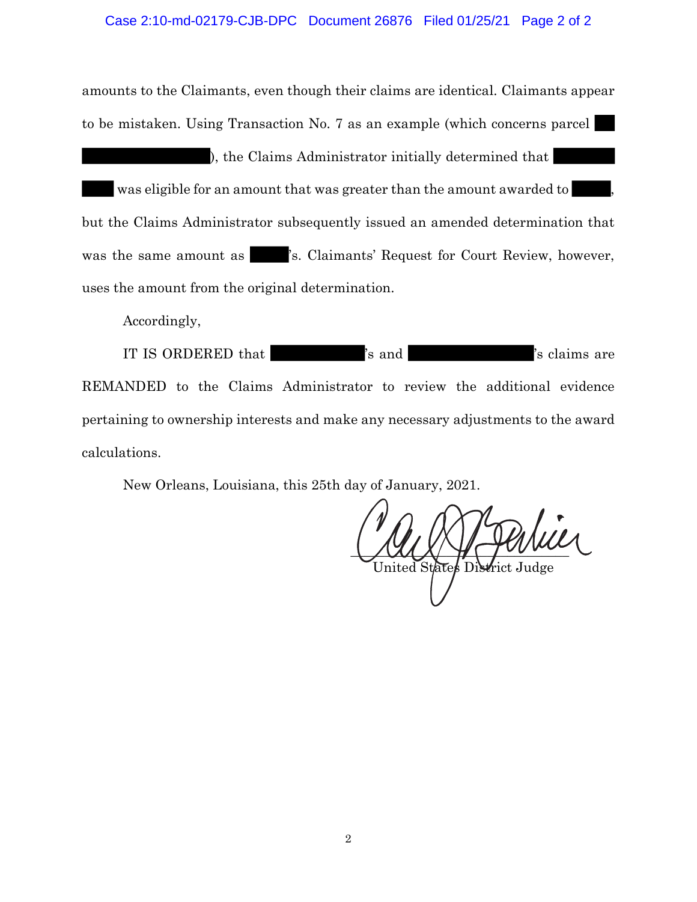amounts to the Claimants, even though their claims are identical. Claimants appear to be mistaken. Using Transaction No. 7 as an example (which concerns parcel ████ ████████████), the Claimants Administrator initially determined that ████████ ████ was eligible for an amount that was greater than the amount awarded to █████, but the Claims Administrator subsequently issued an amended determination that was the same amount as █████'s. Claimants' Request for Court Review, however, uses the amount from the original determination.

Accordingly,

IT IS ORDERED that ████████████'s and ████████████████'s claims are REMANDED to the Claims Administrator to review the additional evidence pertaining to ownership interests and make any necessary adjustments to the award calculations.

New Orleans, Louisiana, this 25th day of January, 2021.

United States District Judge